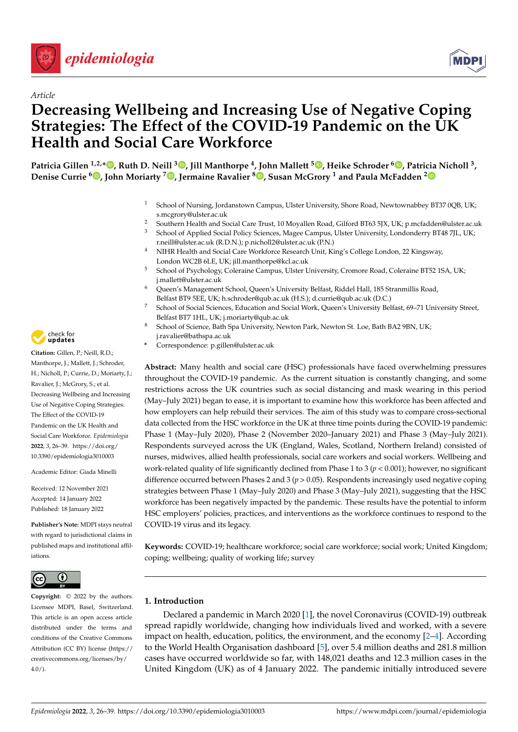*Article*

# Decreasing Wellbeing and Increasing Use of Negative Coping Strategies: The Effect of the COVID-19 Pandemic on the UK Health and Social Care Workforce

**Patricia Gillen [1,2,*], Ruth D. Neill [3], Jill Manthorpe [4], John Mallett [5], Heike Schroder [6], Patricia Nicholl [3], Denise Currie [6], John Moriarty [7], Jermaine Ravalier [8], Susan McGrory [1] and Paula McFadden [2]**

[1] School of Nursing, Jordanstown Campus, Ulster University, Shore Road, Newtownabbey BT37 0QB, UK; s.mcgrory@ulster.ac.uk
[2] Southern Health and Social Care Trust, 10 Moyallen Road, Gilford BT63 5JX, UK; p.mcfadden@ulster.ac.uk
[3] School of Applied Social Policy Sciences, Magee Campus, Ulster University, Londonderry BT48 7JL, UK; r.neill@ulster.ac.uk (R.D.N.); p.nicholl2@ulster.ac.uk (P.N.)
[4] NIHR Health and Social Care Workforce Research Unit, King's College London, 22 Kingsway, London WC2B 6LE, UK; jill.manthorpe@kcl.ac.uk
[5] School of Psychology, Coleraine Campus, Ulster University, Cromore Road, Coleraine BT52 1SA, UK; j.mallett@ulster.ac.uk
[6] Queen's Management School, Queen's University Belfast, Riddel Hall, 185 Stranmillis Road, Belfast BT9 5EE, UK; h.schroder@qub.ac.uk (H.S.); d.currie@qub.ac.uk (D.C.)
[7] School of Social Sciences, Education and Social Work, Queen's University Belfast, 69–71 University Street, Belfast BT7 1HL, UK; j.moriarty@qub.ac.uk
[8] School of Science, Bath Spa University, Newton Park, Newton St. Loe, Bath BA2 9BN, UK; j.ravalier@bathspa.ac.uk
\* Correspondence: p.gillen@ulster.ac.uk

**Citation:** Gillen, P.; Neill, R.D.; Manthorpe, J.; Mallett, J.; Schroder, H.; Currie, D.; Moriarty, J.; Ravalier, J.; McGrory, S.; et al. Decreasing Wellbeing and Increasing Use of Negative Coping Strategies: The Effect of the COVID-19 Pandemic on the UK Health and Social Care Workforce. *Epidemiologia* **2022**, *3*, 26–39. https://doi.org/10.3390/epidemiologia3010003

Academic Editor: Giada Minelli

Received: 12 November 2021
Accepted: 14 January 2022
Published: 18 January 2022

**Publisher's Note:** MDPI stays neutral with regard to jurisdictional claims in published maps and institutional affiliations.

**Copyright:** © 2022 by the authors. Licensee MDPI, Basel, Switzerland. This article is an open access article distributed under the terms and conditions of the Creative Commons Attribution (CC BY) license (https://creativecommons.org/licenses/by/4.0/).

**Abstract:** Many health and social care (HSC) professionals have faced overwhelming pressures throughout the COVID-19 pandemic. As the current situation is constantly changing, and some restrictions across the UK countries such as social distancing and mask wearing in this period (May–July 2021) began to ease, it is important to examine how this workforce has been affected and how employers can help rebuild their services. The aim of this study was to compare cross-sectional data collected from the HSC workforce in the UK at three time points during the COVID-19 pandemic: Phase 1 (May–July 2020), Phase 2 (November 2020–January 2021) and Phase 3 (May–July 2021). Respondents surveyed across the UK (England, Wales, Scotland, Northern Ireland) consisted of nurses, midwives, allied health professionals, social care workers and social workers. Wellbeing and work-related quality of life significantly declined from Phase 1 to 3 ($p < 0.001$); however, no significant difference occurred between Phases 2 and 3 ($p > 0.05$). Respondents increasingly used negative coping strategies between Phase 1 (May–July 2020) and Phase 3 (May–July 2021), suggesting that the HSC workforce has been negatively impacted by the pandemic. These results have the potential to inform HSC employers' policies, practices, and interventions as the workforce continues to respond to the COVID-19 virus and its legacy.

**Keywords:** COVID-19; healthcare workforce; social care workforce; social work; United Kingdom; coping; wellbeing; quality of working life; survey

## 1. Introduction

Declared a pandemic in March 2020 [1], the novel Coronavirus (COVID-19) outbreak spread rapidly worldwide, changing how individuals lived and worked, with a severe impact on health, education, politics, the environment, and the economy [2–4]. According to the World Health Organisation dashboard [5], over 5.4 million deaths and 281.8 million cases have occurred worldwide so far, with 148,021 deaths and 12.3 million cases in the United Kingdom (UK) as of 4 January 2022. The pandemic initially introduced severe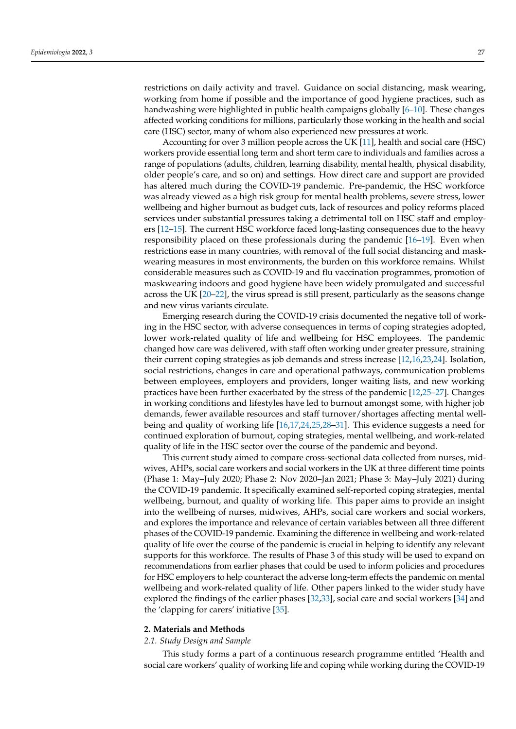restrictions on daily activity and travel. Guidance on social distancing, mask wearing, working from home if possible and the importance of good hygiene practices, such as handwashing were highlighted in public health campaigns globally [6–10]. These changes affected working conditions for millions, particularly those working in the health and social care (HSC) sector, many of whom also experienced new pressures at work.

Accounting for over 3 million people across the UK [11], health and social care (HSC) workers provide essential long term and short term care to individuals and families across a range of populations (adults, children, learning disability, mental health, physical disability, older people's care, and so on) and settings. How direct care and support are provided has altered much during the COVID-19 pandemic. Pre-pandemic, the HSC workforce was already viewed as a high risk group for mental health problems, severe stress, lower wellbeing and higher burnout as budget cuts, lack of resources and policy reforms placed services under substantial pressures taking a detrimental toll on HSC staff and employers [12–15]. The current HSC workforce faced long-lasting consequences due to the heavy responsibility placed on these professionals during the pandemic [16–19]. Even when restrictions ease in many countries, with removal of the full social distancing and mask-wearing measures in most environments, the burden on this workforce remains. Whilst considerable measures such as COVID-19 and flu vaccination programmes, promotion of maskwearing indoors and good hygiene have been widely promulgated and successful across the UK [20–22], the virus spread is still present, particularly as the seasons change and new virus variants circulate.

Emerging research during the COVID-19 crisis documented the negative toll of working in the HSC sector, with adverse consequences in terms of coping strategies adopted, lower work-related quality of life and wellbeing for HSC employees. The pandemic changed how care was delivered, with staff often working under greater pressure, straining their current coping strategies as job demands and stress increase [12,16,23,24]. Isolation, social restrictions, changes in care and operational pathways, communication problems between employees, employers and providers, longer waiting lists, and new working practices have been further exacerbated by the stress of the pandemic [12,25–27]. Changes in working conditions and lifestyles have led to burnout amongst some, with higher job demands, fewer available resources and staff turnover/shortages affecting mental wellbeing and quality of working life [16,17,24,25,28–31]. This evidence suggests a need for continued exploration of burnout, coping strategies, mental wellbeing, and work-related quality of life in the HSC sector over the course of the pandemic and beyond.

This current study aimed to compare cross-sectional data collected from nurses, midwives, AHPs, social care workers and social workers in the UK at three different time points (Phase 1: May–July 2020; Phase 2: Nov 2020–Jan 2021; Phase 3: May–July 2021) during the COVID-19 pandemic. It specifically examined self-reported coping strategies, mental wellbeing, burnout, and quality of working life. This paper aims to provide an insight into the wellbeing of nurses, midwives, AHPs, social care workers and social workers, and explores the importance and relevance of certain variables between all three different phases of the COVID-19 pandemic. Examining the difference in wellbeing and work-related quality of life over the course of the pandemic is crucial in helping to identify any relevant supports for this workforce. The results of Phase 3 of this study will be used to expand on recommendations from earlier phases that could be used to inform policies and procedures for HSC employers to help counteract the adverse long-term effects the pandemic on mental wellbeing and work-related quality of life. Other papers linked to the wider study have explored the findings of the earlier phases [32,33], social care and social workers [34] and the 'clapping for carers' initiative [35].

## 2. Materials and Methods

### *2.1. Study Design and Sample*

This study forms a part of a continuous research programme entitled 'Health and social care workers' quality of working life and coping while working during the COVID-19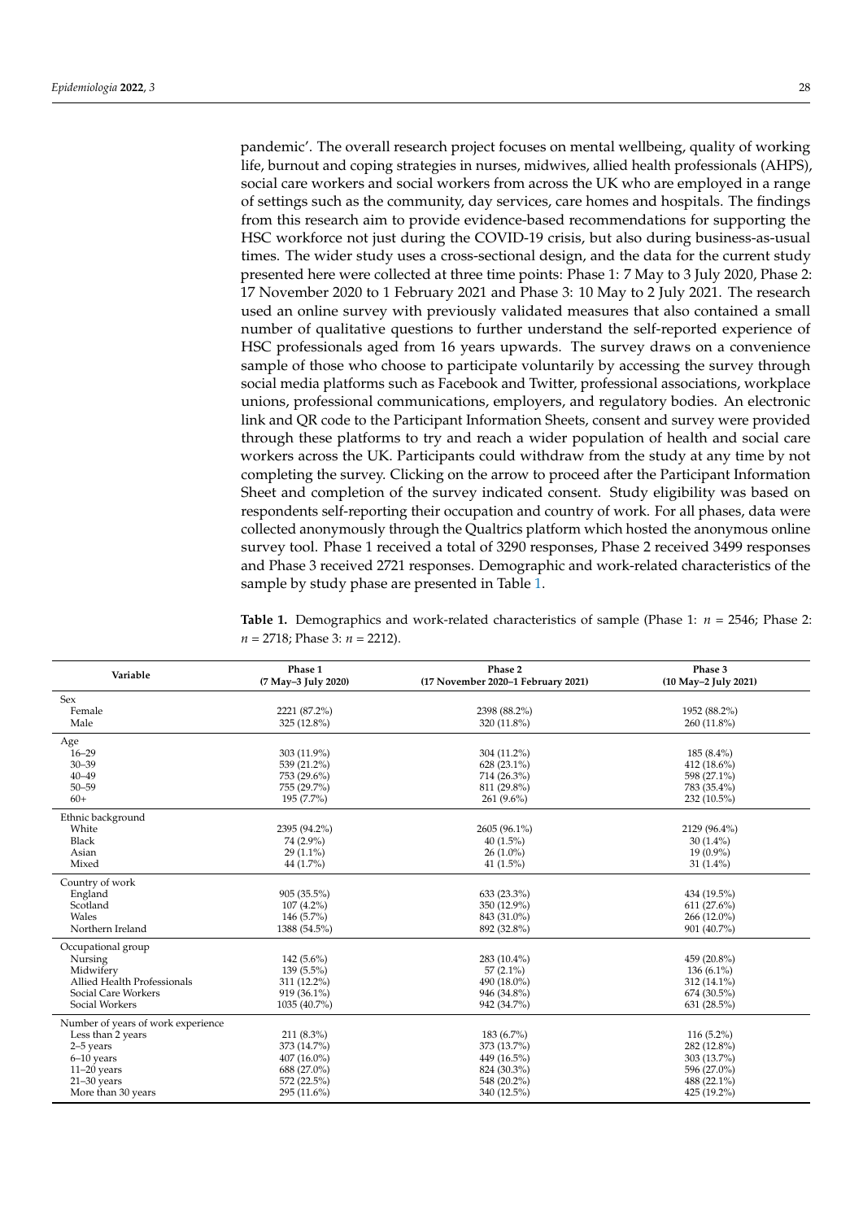pandemic'. The overall research project focuses on mental wellbeing, quality of working life, burnout and coping strategies in nurses, midwives, allied health professionals (AHPS), social care workers and social workers from across the UK who are employed in a range of settings such as the community, day services, care homes and hospitals. The findings from this research aim to provide evidence-based recommendations for supporting the HSC workforce not just during the COVID-19 crisis, but also during business-as-usual times. The wider study uses a cross-sectional design, and the data for the current study presented here were collected at three time points: Phase 1: 7 May to 3 July 2020, Phase 2: 17 November 2020 to 1 February 2021 and Phase 3: 10 May to 2 July 2021. The research used an online survey with previously validated measures that also contained a small number of qualitative questions to further understand the self-reported experience of HSC professionals aged from 16 years upwards. The survey draws on a convenience sample of those who choose to participate voluntarily by accessing the survey through social media platforms such as Facebook and Twitter, professional associations, workplace unions, professional communications, employers, and regulatory bodies. An electronic link and QR code to the Participant Information Sheets, consent and survey were provided through these platforms to try and reach a wider population of health and social care workers across the UK. Participants could withdraw from the study at any time by not completing the survey. Clicking on the arrow to proceed after the Participant Information Sheet and completion of the survey indicated consent. Study eligibility was based on respondents self-reporting their occupation and country of work. For all phases, data were collected anonymously through the Qualtrics platform which hosted the anonymous online survey tool. Phase 1 received a total of 3290 responses, Phase 2 received 3499 responses and Phase 3 received 2721 responses. Demographic and work-related characteristics of the sample by study phase are presented in Table 1.

**Table 1.** Demographics and work-related characteristics of sample (Phase 1: $n$ = 2546; Phase 2: $n$ = 2718; Phase 3: $n$ = 2212).

| Variable | Phase 1 (7 May–3 July 2020) | Phase 2 (17 November 2020–1 February 2021) | Phase 3 (10 May–2 July 2021) |
|---|---|---|---|
| Sex | | | |
| Female | 2221 (87.2%) | 2398 (88.2%) | 1952 (88.2%) |
| Male | 325 (12.8%) | 320 (11.8%) | 260 (11.8%) |
| Age | | | |
| 16–29 | 303 (11.9%) | 304 (11.2%) | 185 (8.4%) |
| 30–39 | 539 (21.2%) | 628 (23.1%) | 412 (18.6%) |
| 40–49 | 753 (29.6%) | 714 (26.3%) | 598 (27.1%) |
| 50–59 | 755 (29.7%) | 811 (29.8%) | 783 (35.4%) |
| 60+ | 195 (7.7%) | 261 (9.6%) | 232 (10.5%) |
| Ethnic background | | | |
| White | 2395 (94.2%) | 2605 (96.1%) | 2129 (96.4%) |
| Black | 74 (2.9%) | 40 (1.5%) | 30 (1.4%) |
| Asian | 29 (1.1%) | 26 (1.0%) | 19 (0.9%) |
| Mixed | 44 (1.7%) | 41 (1.5%) | 31 (1.4%) |
| Country of work | | | |
| England | 905 (35.5%) | 633 (23.3%) | 434 (19.5%) |
| Scotland | 107 (4.2%) | 350 (12.9%) | 611 (27.6%) |
| Wales | 146 (5.7%) | 843 (31.0%) | 266 (12.0%) |
| Northern Ireland | 1388 (54.5%) | 892 (32.8%) | 901 (40.7%) |
| Occupational group | | | |
| Nursing | 142 (5.6%) | 283 (10.4%) | 459 (20.8%) |
| Midwifery | 139 (5.5%) | 57 (2.1%) | 136 (6.1%) |
| Allied Health Professionals | 311 (12.2%) | 490 (18.0%) | 312 (14.1%) |
| Social Care Workers | 919 (36.1%) | 946 (34.8%) | 674 (30.5%) |
| Social Workers | 1035 (40.7%) | 942 (34.7%) | 631 (28.5%) |
| Number of years of work experience | | | |
| Less than 2 years | 211 (8.3%) | 183 (6.7%) | 116 (5.2%) |
| 2–5 years | 373 (14.7%) | 373 (13.7%) | 282 (12.8%) |
| 6–10 years | 407 (16.0%) | 449 (16.5%) | 303 (13.7%) |
| 11–20 years | 688 (27.0%) | 824 (30.3%) | 596 (27.0%) |
| 21–30 years | 572 (22.5%) | 548 (20.2%) | 488 (22.1%) |
| More than 30 years | 295 (11.6%) | 340 (12.5%) | 425 (19.2%) |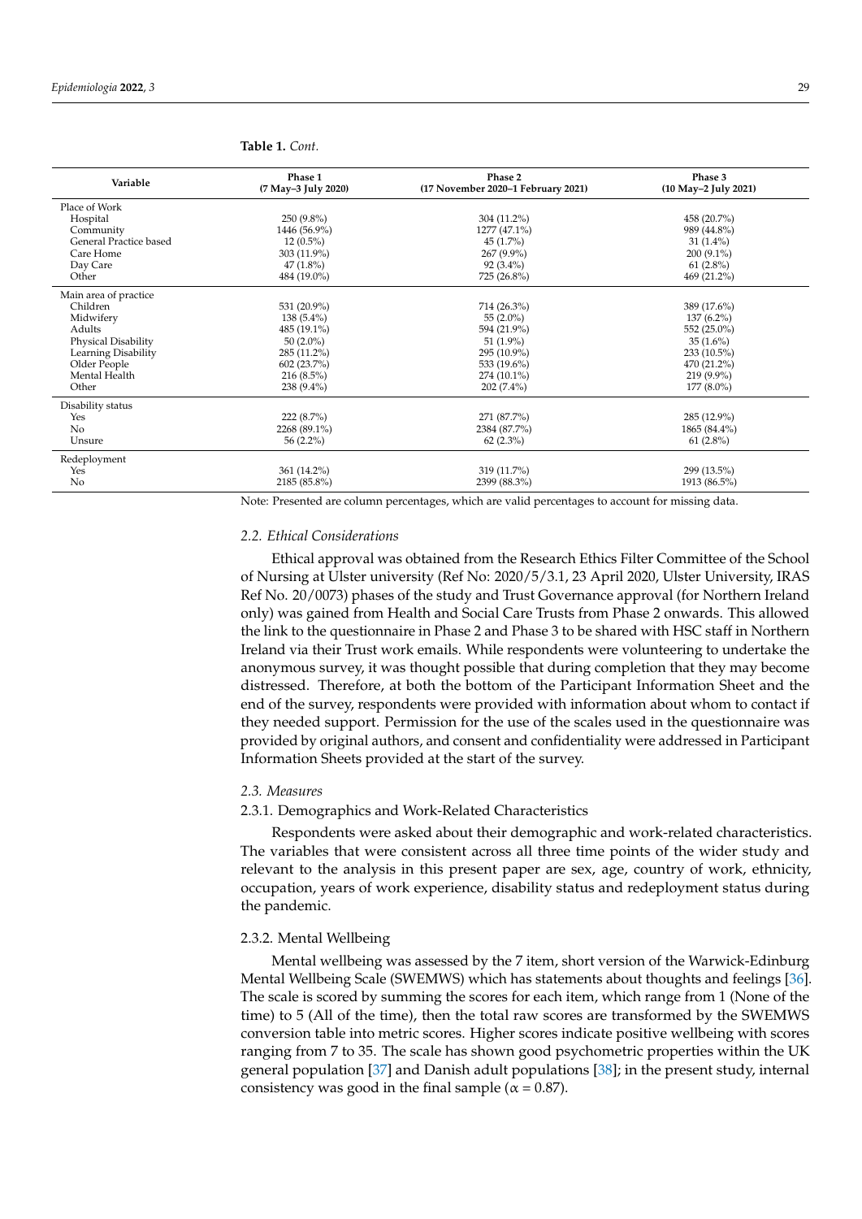**Table 1.** *Cont.*

| Variable | Phase 1 (7 May–3 July 2020) | Phase 2 (17 November 2020–1 February 2021) | Phase 3 (10 May–2 July 2021) |
|---|---|---|---|
| Place of Work | | | |
| Hospital | 250 (9.8%) | 304 (11.2%) | 458 (20.7%) |
| Community | 1446 (56.9%) | 1277 (47.1%) | 989 (44.8%) |
| General Practice based | 12 (0.5%) | 45 (1.7%) | 31 (1.4%) |
| Care Home | 303 (11.9%) | 267 (9.9%) | 200 (9.1%) |
| Day Care | 47 (1.8%) | 92 (3.4%) | 61 (2.8%) |
| Other | 484 (19.0%) | 725 (26.8%) | 469 (21.2%) |
| Main area of practice | | | |
| Children | 531 (20.9%) | 714 (26.3%) | 389 (17.6%) |
| Midwifery | 138 (5.4%) | 55 (2.0%) | 137 (6.2%) |
| Adults | 485 (19.1%) | 594 (21.9%) | 552 (25.0%) |
| Physical Disability | 50 (2.0%) | 51 (1.9%) | 35 (1.6%) |
| Learning Disability | 285 (11.2%) | 295 (10.9%) | 233 (10.5%) |
| Older People | 602 (23.7%) | 533 (19.6%) | 470 (21.2%) |
| Mental Health | 216 (8.5%) | 274 (10.1%) | 219 (9.9%) |
| Other | 238 (9.4%) | 202 (7.4%) | 177 (8.0%) |
| Disability status | | | |
| Yes | 222 (8.7%) | 271 (87.7%) | 285 (12.9%) |
| No | 2268 (89.1%) | 2384 (87.7%) | 1865 (84.4%) |
| Unsure | 56 (2.2%) | 62 (2.3%) | 61 (2.8%) |
| Redeployment | | | |
| Yes | 361 (14.2%) | 319 (11.7%) | 299 (13.5%) |
| No | 2185 (85.8%) | 2399 (88.3%) | 1913 (86.5%) |

Note: Presented are column percentages, which are valid percentages to account for missing data.

### *2.2. Ethical Considerations*

Ethical approval was obtained from the Research Ethics Filter Committee of the School of Nursing at Ulster university (Ref No: 2020/5/3.1, 23 April 2020, Ulster University, IRAS Ref No. 20/0073) phases of the study and Trust Governance approval (for Northern Ireland only) was gained from Health and Social Care Trusts from Phase 2 onwards. This allowed the link to the questionnaire in Phase 2 and Phase 3 to be shared with HSC staff in Northern Ireland via their Trust work emails. While respondents were volunteering to undertake the anonymous survey, it was thought possible that during completion that they may become distressed. Therefore, at both the bottom of the Participant Information Sheet and the end of the survey, respondents were provided with information about whom to contact if they needed support. Permission for the use of the scales used in the questionnaire was provided by original authors, and consent and confidentiality were addressed in Participant Information Sheets provided at the start of the survey.

### *2.3. Measures*

#### 2.3.1. Demographics and Work-Related Characteristics

Respondents were asked about their demographic and work-related characteristics. The variables that were consistent across all three time points of the wider study and relevant to the analysis in this present paper are sex, age, country of work, ethnicity, occupation, years of work experience, disability status and redeployment status during the pandemic.

#### 2.3.2. Mental Wellbeing

Mental wellbeing was assessed by the 7 item, short version of the Warwick-Edinburg Mental Wellbeing Scale (SWEMWS) which has statements about thoughts and feelings [36]. The scale is scored by summing the scores for each item, which range from 1 (None of the time) to 5 (All of the time), then the total raw scores are transformed by the SWEMWS conversion table into metric scores. Higher scores indicate positive wellbeing with scores ranging from 7 to 35. The scale has shown good psychometric properties within the UK general population [37] and Danish adult populations [38]; in the present study, internal consistency was good in the final sample ($\alpha = 0.87$).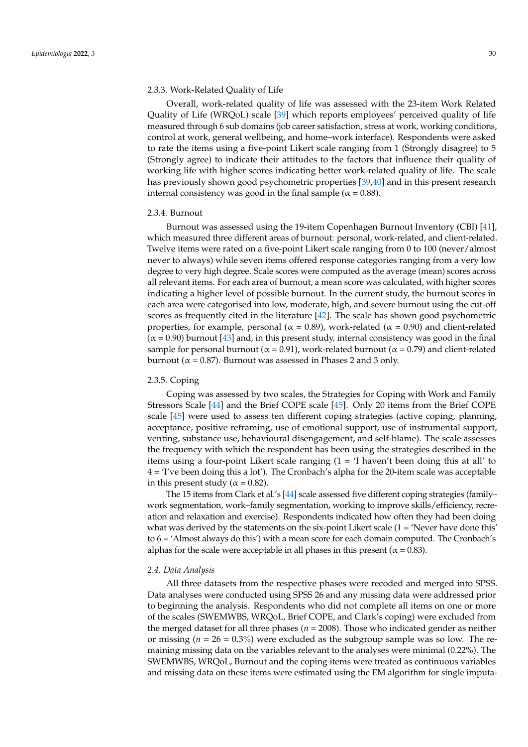#### 2.3.3. Work-Related Quality of Life

Overall, work-related quality of life was assessed with the 23-item Work Related Quality of Life (WRQoL) scale [39] which reports employees' perceived quality of life measured through 6 sub domains (job career satisfaction, stress at work, working conditions, control at work, general wellbeing, and home–work interface). Respondents were asked to rate the items using a five-point Likert scale ranging from 1 (Strongly disagree) to 5 (Strongly agree) to indicate their attitudes to the factors that influence their quality of working life with higher scores indicating better work-related quality of life. The scale has previously shown good psychometric properties [39,40] and in this present research internal consistency was good in the final sample ($\alpha = 0.88$).

#### 2.3.4. Burnout

Burnout was assessed using the 19-item Copenhagen Burnout Inventory (CBI) [41], which measured three different areas of burnout: personal, work-related, and client-related. Twelve items were rated on a five-point Likert scale ranging from 0 to 100 (never/almost never to always) while seven items offered response categories ranging from a very low degree to very high degree. Scale scores were computed as the average (mean) scores across all relevant items. For each area of burnout, a mean score was calculated, with higher scores indicating a higher level of possible burnout. In the current study, the burnout scores in each area were categorised into low, moderate, high, and severe burnout using the cut-off scores as frequently cited in the literature [42]. The scale has shown good psychometric properties, for example, personal ($\alpha = 0.89$), work-related ($\alpha = 0.90$) and client-related ($\alpha = 0.90$) burnout [43] and, in this present study, internal consistency was good in the final sample for personal burnout ($\alpha = 0.91$), work-related burnout ($\alpha = 0.79$) and client-related burnout ($\alpha = 0.87$). Burnout was assessed in Phases 2 and 3 only.

#### 2.3.5. Coping

Coping was assessed by two scales, the Strategies for Coping with Work and Family Stressors Scale [44] and the Brief COPE scale [45]. Only 20 items from the Brief COPE scale [45] were used to assess ten different coping strategies (active coping, planning, acceptance, positive reframing, use of emotional support, use of instrumental support, venting, substance use, behavioural disengagement, and self-blame). The scale assesses the frequency with which the respondent has been using the strategies described in the items using a four-point Likert scale ranging (1 = 'I haven't been doing this at all' to 4 = 'I've been doing this a lot'). The Cronbach's alpha for the 20-item scale was acceptable in this present study ($\alpha = 0.82$).

The 15 items from Clark et al.'s [44] scale assessed five different coping strategies (family–work segmentation, work–family segmentation, working to improve skills/efficiency, recreation and relaxation and exercise). Respondents indicated how often they had been doing what was derived by the statements on the six-point Likert scale (1 = 'Never have done this' to 6 = 'Almost always do this') with a mean score for each domain computed. The Cronbach's alphas for the scale were acceptable in all phases in this present ($\alpha = 0.83$).

### *2.4. Data Analysis*

All three datasets from the respective phases were recoded and merged into SPSS. Data analyses were conducted using SPSS 26 and any missing data were addressed prior to beginning the analysis. Respondents who did not complete all items on one or more of the scales (SWEMWBS, WRQoL, Brief COPE, and Clark's coping) were excluded from the merged dataset for all three phases ($n$ = 2008). Those who indicated gender as neither or missing ($n$ = 26 = 0.3%) were excluded as the subgroup sample was so low. The remaining missing data on the variables relevant to the analyses were minimal (0.22%). The SWEMWBS, WRQoL, Burnout and the coping items were treated as continuous variables and missing data on these items were estimated using the EM algorithm for single imputa-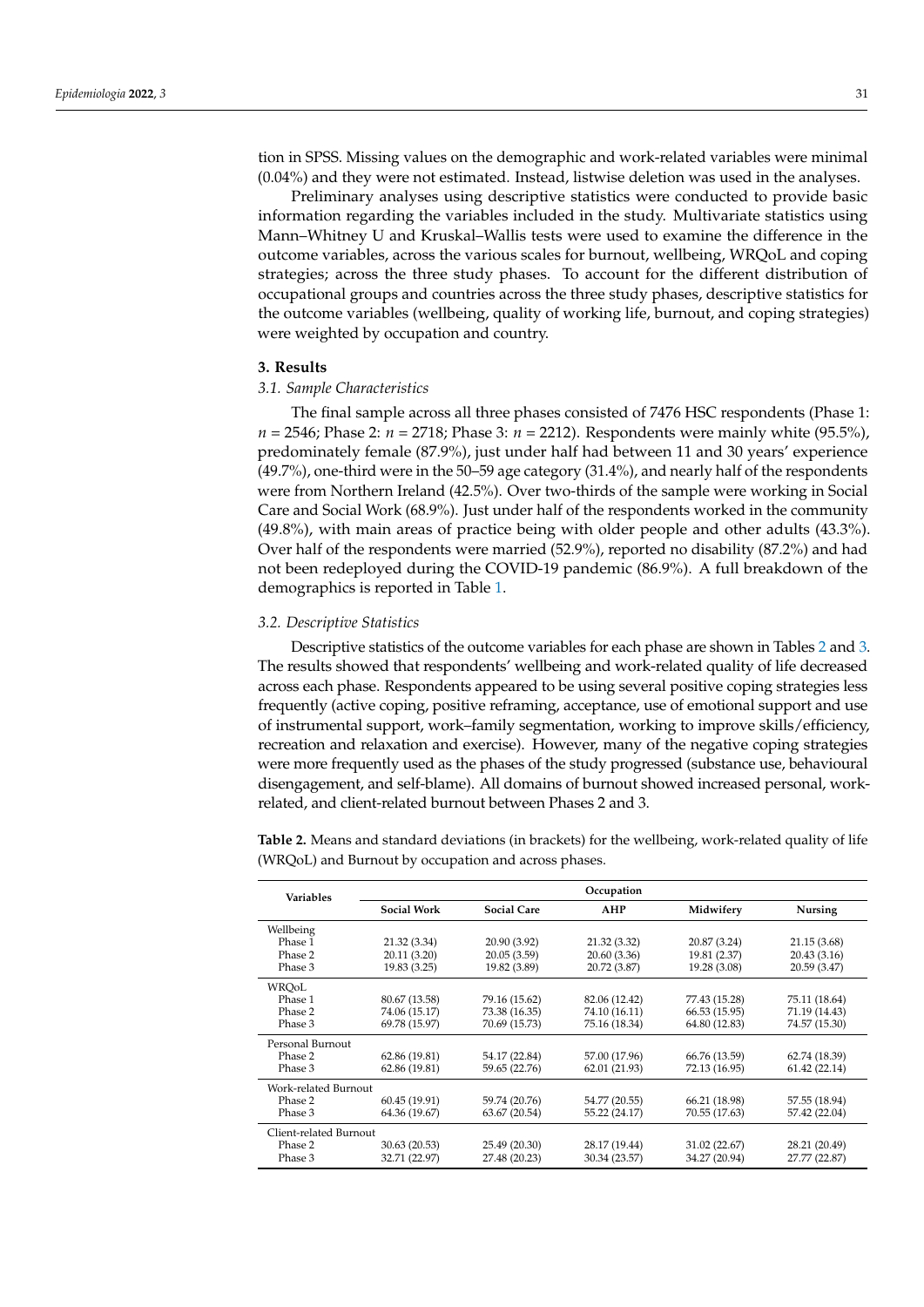tion in SPSS. Missing values on the demographic and work-related variables were minimal (0.04%) and they were not estimated. Instead, listwise deletion was used in the analyses.

Preliminary analyses using descriptive statistics were conducted to provide basic information regarding the variables included in the study. Multivariate statistics using Mann–Whitney U and Kruskal–Wallis tests were used to examine the difference in the outcome variables, across the various scales for burnout, wellbeing, WRQoL and coping strategies; across the three study phases. To account for the different distribution of occupational groups and countries across the three study phases, descriptive statistics for the outcome variables (wellbeing, quality of working life, burnout, and coping strategies) were weighted by occupation and country.

## 3. Results

### 3.1. Sample Characteristics

The final sample across all three phases consisted of 7476 HSC respondents (Phase 1: $n$ = 2546; Phase 2: $n$ = 2718; Phase 3: $n$ = 2212). Respondents were mainly white (95.5%), predominately female (87.9%), just under half had between 11 and 30 years' experience (49.7%), one-third were in the 50–59 age category (31.4%), and nearly half of the respondents were from Northern Ireland (42.5%). Over two-thirds of the sample were working in Social Care and Social Work (68.9%). Just under half of the respondents worked in the community (49.8%), with main areas of practice being with older people and other adults (43.3%). Over half of the respondents were married (52.9%), reported no disability (87.2%) and had not been redeployed during the COVID-19 pandemic (86.9%). A full breakdown of the demographics is reported in Table 1.

### 3.2. Descriptive Statistics

Descriptive statistics of the outcome variables for each phase are shown in Tables 2 and 3. The results showed that respondents' wellbeing and work-related quality of life decreased across each phase. Respondents appeared to be using several positive coping strategies less frequently (active coping, positive reframing, acceptance, use of emotional support and use of instrumental support, work–family segmentation, working to improve skills/efficiency, recreation and relaxation and exercise). However, many of the negative coping strategies were more frequently used as the phases of the study progressed (substance use, behavioural disengagement, and self-blame). All domains of burnout showed increased personal, work-related, and client-related burnout between Phases 2 and 3.

**Table 2.** Means and standard deviations (in brackets) for the wellbeing, work-related quality of life (WRQoL) and Burnout by occupation and across phases.

| Variables | Occupation | | | | |
|---|---|---|---|---|---|
| | **Social Work** | **Social Care** | **AHP** | **Midwifery** | **Nursing** |
| Wellbeing | | | | | |
| Phase 1 | 21.32 (3.34) | 20.90 (3.92) | 21.32 (3.32) | 20.87 (3.24) | 21.15 (3.68) |
| Phase 2 | 20.11 (3.20) | 20.05 (3.59) | 20.60 (3.36) | 19.81 (2.37) | 20.43 (3.16) |
| Phase 3 | 19.83 (3.25) | 19.82 (3.89) | 20.72 (3.87) | 19.28 (3.08) | 20.59 (3.47) |
| WRQoL | | | | | |
| Phase 1 | 80.67 (13.58) | 79.16 (15.62) | 82.06 (12.42) | 77.43 (15.28) | 75.11 (18.64) |
| Phase 2 | 74.06 (15.17) | 73.38 (16.35) | 74.10 (16.11) | 66.53 (15.95) | 71.19 (14.43) |
| Phase 3 | 69.78 (15.97) | 70.69 (15.73) | 75.16 (18.34) | 64.80 (12.83) | 74.57 (15.30) |
| Personal Burnout | | | | | |
| Phase 2 | 62.86 (19.81) | 54.17 (22.84) | 57.00 (17.96) | 66.76 (13.59) | 62.74 (18.39) |
| Phase 3 | 62.86 (19.81) | 59.65 (22.76) | 62.01 (21.93) | 72.13 (16.95) | 61.42 (22.14) |
| Work-related Burnout | | | | | |
| Phase 2 | 60.45 (19.91) | 59.74 (20.76) | 54.77 (20.55) | 66.21 (18.98) | 57.55 (18.94) |
| Phase 3 | 64.36 (19.67) | 63.67 (20.54) | 55.22 (24.17) | 70.55 (17.63) | 57.42 (22.04) |
| Client-related Burnout | | | | | |
| Phase 2 | 30.63 (20.53) | 25.49 (20.30) | 28.17 (19.44) | 31.02 (22.67) | 28.21 (20.49) |
| Phase 3 | 32.71 (22.97) | 27.48 (20.23) | 30.34 (23.57) | 34.27 (20.94) | 27.77 (22.87) |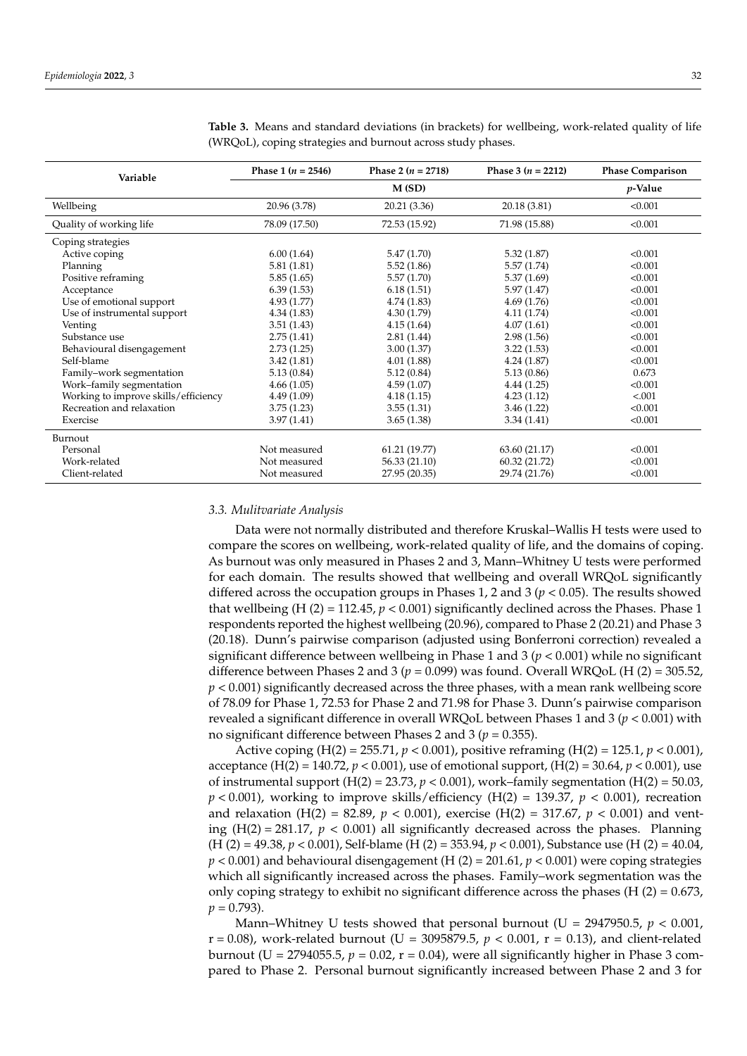**Table 3.** Means and standard deviations (in brackets) for wellbeing, work-related quality of life (WRQoL), coping strategies and burnout across study phases.

| Variable | Phase 1 ($n$ = 2546) | Phase 2 ($n$ = 2718) | Phase 3 ($n$ = 2212) | Phase Comparison |
|---|---|---|---|---|
| | | M (SD) | | $p$-Value |
| Wellbeing | 20.96 (3.78) | 20.21 (3.36) | 20.18 (3.81) | <0.001 |
| Quality of working life | 78.09 (17.50) | 72.53 (15.92) | 71.98 (15.88) | <0.001 |
| Coping strategies | | | | |
| Active coping | 6.00 (1.64) | 5.47 (1.70) | 5.32 (1.87) | <0.001 |
| Planning | 5.81 (1.81) | 5.52 (1.86) | 5.57 (1.74) | <0.001 |
| Positive reframing | 5.85 (1.65) | 5.57 (1.70) | 5.37 (1.69) | <0.001 |
| Acceptance | 6.39 (1.53) | 6.18 (1.51) | 5.97 (1.47) | <0.001 |
| Use of emotional support | 4.93 (1.77) | 4.74 (1.83) | 4.69 (1.76) | <0.001 |
| Use of instrumental support | 4.34 (1.83) | 4.30 (1.79) | 4.11 (1.74) | <0.001 |
| Venting | 3.51 (1.43) | 4.15 (1.64) | 4.07 (1.61) | <0.001 |
| Substance use | 2.75 (1.41) | 2.81 (1.44) | 2.98 (1.56) | <0.001 |
| Behavioural disengagement | 2.73 (1.25) | 3.00 (1.37) | 3.22 (1.53) | <0.001 |
| Self-blame | 3.42 (1.81) | 4.01 (1.88) | 4.24 (1.87) | <0.001 |
| Family–work segmentation | 5.13 (0.84) | 5.12 (0.84) | 5.13 (0.86) | 0.673 |
| Work–family segmentation | 4.66 (1.05) | 4.59 (1.07) | 4.44 (1.25) | <0.001 |
| Working to improve skills/efficiency | 4.49 (1.09) | 4.18 (1.15) | 4.23 (1.12) | <.001 |
| Recreation and relaxation | 3.75 (1.23) | 3.55 (1.31) | 3.46 (1.22) | <0.001 |
| Exercise | 3.97 (1.41) | 3.65 (1.38) | 3.34 (1.41) | <0.001 |
| Burnout | | | | |
| Personal | Not measured | 61.21 (19.77) | 63.60 (21.17) | <0.001 |
| Work-related | Not measured | 56.33 (21.10) | 60.32 (21.72) | <0.001 |
| Client-related | Not measured | 27.95 (20.35) | 29.74 (21.76) | <0.001 |

### *3.3. Mulitvariate Analysis*

Data were not normally distributed and therefore Kruskal–Wallis H tests were used to compare the scores on wellbeing, work-related quality of life, and the domains of coping. As burnout was only measured in Phases 2 and 3, Mann–Whitney U tests were performed for each domain. The results showed that wellbeing and overall WRQoL significantly differed across the occupation groups in Phases 1, 2 and 3 ($p < 0.05$). The results showed that wellbeing ($H(2) = 112.45$, $p < 0.001$) significantly declined across the Phases. Phase 1 respondents reported the highest wellbeing (20.96), compared to Phase 2 (20.21) and Phase 3 (20.18). Dunn's pairwise comparison (adjusted using Bonferroni correction) revealed a significant difference between wellbeing in Phase 1 and 3 ($p < 0.001$) while no significant difference between Phases 2 and 3 ($p = 0.099$) was found. Overall WRQoL ($H(2) = 305.52$, $p < 0.001$) significantly decreased across the three phases, with a mean rank wellbeing score of 78.09 for Phase 1, 72.53 for Phase 2 and 71.98 for Phase 3. Dunn's pairwise comparison revealed a significant difference in overall WRQoL between Phases 1 and 3 ($p < 0.001$) with no significant difference between Phases 2 and 3 ($p = 0.355$).

Active coping ($H(2) = 255.71$, $p < 0.001$), positive reframing ($H(2) = 125.1$, $p < 0.001$), acceptance ($H(2) = 140.72$, $p < 0.001$), use of emotional support, ($H(2) = 30.64$, $p < 0.001$), use of instrumental support ($H(2) = 23.73$, $p < 0.001$), work–family segmentation ($H(2) = 50.03$, $p < 0.001$), working to improve skills/efficiency ($H(2) = 139.37$, $p < 0.001$), recreation and relaxation ($H(2) = 82.89$, $p < 0.001$), exercise ($H(2) = 317.67$, $p < 0.001$) and venting ($H(2) = 281.17$, $p < 0.001$) all significantly decreased across the phases. Planning ($H(2) = 49.38$, $p < 0.001$), Self-blame ($H(2) = 353.94$, $p < 0.001$), Substance use ($H(2) = 40.04$, $p < 0.001$) and behavioural disengagement ($H(2) = 201.61$, $p < 0.001$) were coping strategies which all significantly increased across the phases. Family–work segmentation was the only coping strategy to exhibit no significant difference across the phases ($H(2) = 0.673$, $p = 0.793$).

Mann–Whitney U tests showed that personal burnout ($U = 2947950.5$, $p < 0.001$, $r = 0.08$), work-related burnout ($U = 3095879.5$, $p < 0.001$, $r = 0.13$), and client-related burnout ($U = 2794055.5$, $p = 0.02$, $r = 0.04$), were all significantly higher in Phase 3 compared to Phase 2. Personal burnout significantly increased between Phase 2 and 3 for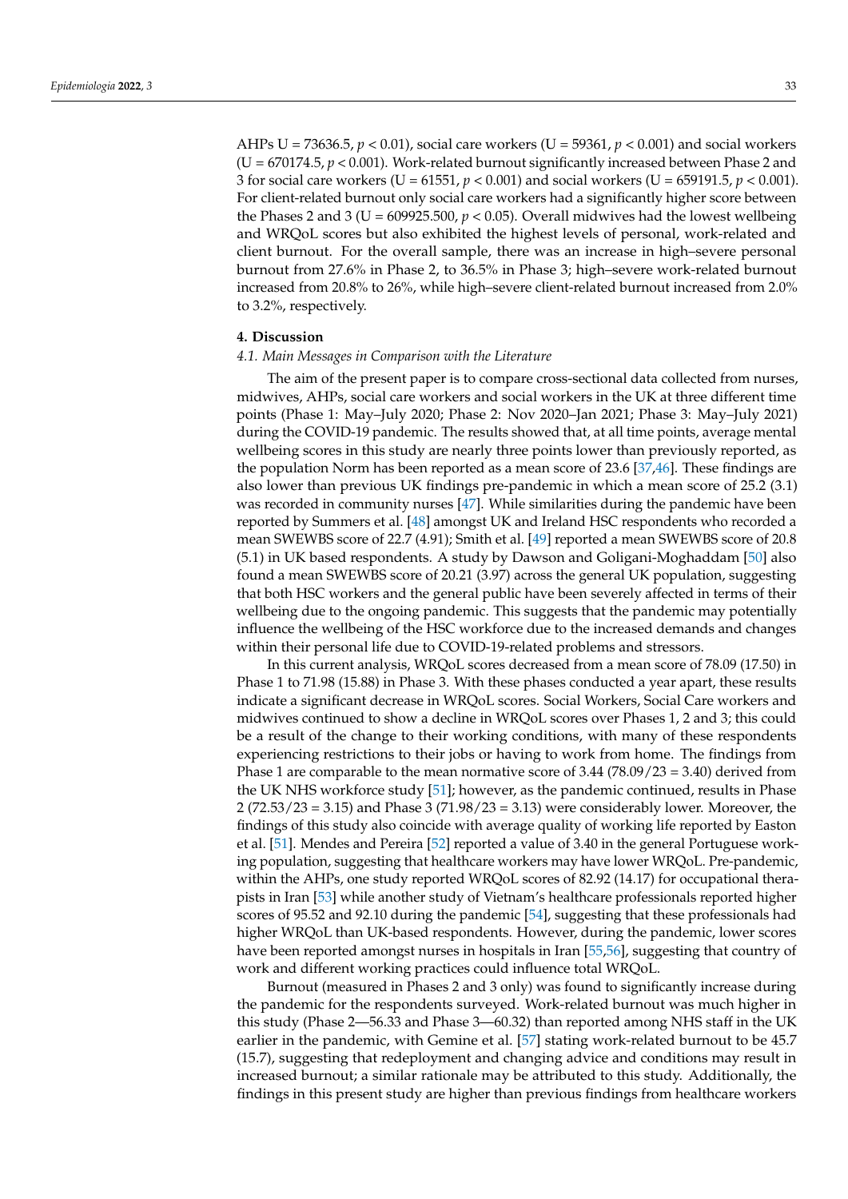AHPs U = 73636.5, $p < 0.01$), social care workers (U = 59361, $p < 0.001$) and social workers (U = 670174.5, $p < 0.001$). Work-related burnout significantly increased between Phase 2 and 3 for social care workers (U = 61551, $p < 0.001$) and social workers (U = 659191.5, $p < 0.001$). For client-related burnout only social care workers had a significantly higher score between the Phases 2 and 3 (U = 609925.500, $p < 0.05$). Overall midwives had the lowest wellbeing and WRQoL scores but also exhibited the highest levels of personal, work-related and client burnout. For the overall sample, there was an increase in high–severe personal burnout from 27.6% in Phase 2, to 36.5% in Phase 3; high–severe work-related burnout increased from 20.8% to 26%, while high–severe client-related burnout increased from 2.0% to 3.2%, respectively.

## 4. Discussion

### *4.1. Main Messages in Comparison with the Literature*

The aim of the present paper is to compare cross-sectional data collected from nurses, midwives, AHPs, social care workers and social workers in the UK at three different time points (Phase 1: May–July 2020; Phase 2: Nov 2020–Jan 2021; Phase 3: May–July 2021) during the COVID-19 pandemic. The results showed that, at all time points, average mental wellbeing scores in this study are nearly three points lower than previously reported, as the population Norm has been reported as a mean score of 23.6 [37,46]. These findings are also lower than previous UK findings pre-pandemic in which a mean score of 25.2 (3.1) was recorded in community nurses [47]. While similarities during the pandemic have been reported by Summers et al. [48] amongst UK and Ireland HSC respondents who recorded a mean SWEWBS score of 22.7 (4.91); Smith et al. [49] reported a mean SWEWBS score of 20.8 (5.1) in UK based respondents. A study by Dawson and Goligani-Moghaddam [50] also found a mean SWEWBS score of 20.21 (3.97) across the general UK population, suggesting that both HSC workers and the general public have been severely affected in terms of their wellbeing due to the ongoing pandemic. This suggests that the pandemic may potentially influence the wellbeing of the HSC workforce due to the increased demands and changes within their personal life due to COVID-19-related problems and stressors.

In this current analysis, WRQoL scores decreased from a mean score of 78.09 (17.50) in Phase 1 to 71.98 (15.88) in Phase 3. With these phases conducted a year apart, these results indicate a significant decrease in WRQoL scores. Social Workers, Social Care workers and midwives continued to show a decline in WRQoL scores over Phases 1, 2 and 3; this could be a result of the change to their working conditions, with many of these respondents experiencing restrictions to their jobs or having to work from home. The findings from Phase 1 are comparable to the mean normative score of 3.44 (78.09/23 = 3.40) derived from the UK NHS workforce study [51]; however, as the pandemic continued, results in Phase 2 (72.53/23 = 3.15) and Phase 3 (71.98/23 = 3.13) were considerably lower. Moreover, the findings of this study also coincide with average quality of working life reported by Easton et al. [51]. Mendes and Pereira [52] reported a value of 3.40 in the general Portuguese working population, suggesting that healthcare workers may have lower WRQoL. Pre-pandemic, within the AHPs, one study reported WRQoL scores of 82.92 (14.17) for occupational therapists in Iran [53] while another study of Vietnam's healthcare professionals reported higher scores of 95.52 and 92.10 during the pandemic [54], suggesting that these professionals had higher WRQoL than UK-based respondents. However, during the pandemic, lower scores have been reported amongst nurses in hospitals in Iran [55,56], suggesting that country of work and different working practices could influence total WRQoL.

Burnout (measured in Phases 2 and 3 only) was found to significantly increase during the pandemic for the respondents surveyed. Work-related burnout was much higher in this study (Phase 2—56.33 and Phase 3—60.32) than reported among NHS staff in the UK earlier in the pandemic, with Gemine et al. [57] stating work-related burnout to be 45.7 (15.7), suggesting that redeployment and changing advice and conditions may result in increased burnout; a similar rationale may be attributed to this study. Additionally, the findings in this present study are higher than previous findings from healthcare workers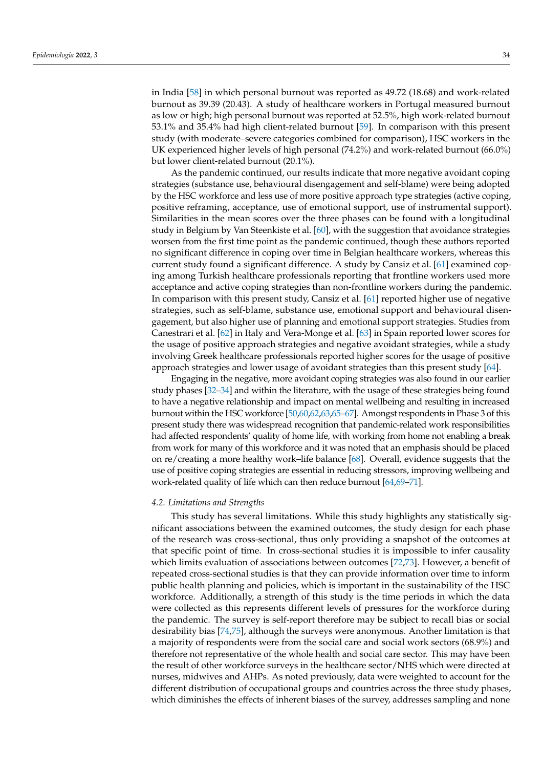in India [58] in which personal burnout was reported as 49.72 (18.68) and work-related burnout as 39.39 (20.43). A study of healthcare workers in Portugal measured burnout as low or high; high personal burnout was reported at 52.5%, high work-related burnout 53.1% and 35.4% had high client-related burnout [59]. In comparison with this present study (with moderate–severe categories combined for comparison), HSC workers in the UK experienced higher levels of high personal (74.2%) and work-related burnout (66.0%) but lower client-related burnout (20.1%).

As the pandemic continued, our results indicate that more negative avoidant coping strategies (substance use, behavioural disengagement and self-blame) were being adopted by the HSC workforce and less use of more positive approach type strategies (active coping, positive reframing, acceptance, use of emotional support, use of instrumental support). Similarities in the mean scores over the three phases can be found with a longitudinal study in Belgium by Van Steenkiste et al. [60], with the suggestion that avoidance strategies worsen from the first time point as the pandemic continued, though these authors reported no significant difference in coping over time in Belgian healthcare workers, whereas this current study found a significant difference. A study by Cansiz et al. [61] examined coping among Turkish healthcare professionals reporting that frontline workers used more acceptance and active coping strategies than non-frontline workers during the pandemic. In comparison with this present study, Cansiz et al. [61] reported higher use of negative strategies, such as self-blame, substance use, emotional support and behavioural disengagement, but also higher use of planning and emotional support strategies. Studies from Canestrari et al. [62] in Italy and Vera-Monge et al. [63] in Spain reported lower scores for the usage of positive approach strategies and negative avoidant strategies, while a study involving Greek healthcare professionals reported higher scores for the usage of positive approach strategies and lower usage of avoidant strategies than this present study [64].

Engaging in the negative, more avoidant coping strategies was also found in our earlier study phases [32–34] and within the literature, with the usage of these strategies being found to have a negative relationship and impact on mental wellbeing and resulting in increased burnout within the HSC workforce [50,60,62,63,65–67]. Amongst respondents in Phase 3 of this present study there was widespread recognition that pandemic-related work responsibilities had affected respondents' quality of home life, with working from home not enabling a break from work for many of this workforce and it was noted that an emphasis should be placed on re/creating a more healthy work–life balance [68]. Overall, evidence suggests that the use of positive coping strategies are essential in reducing stressors, improving wellbeing and work-related quality of life which can then reduce burnout [64,69–71].

### 4.2. Limitations and Strengths

This study has several limitations. While this study highlights any statistically significant associations between the examined outcomes, the study design for each phase of the research was cross-sectional, thus only providing a snapshot of the outcomes at that specific point of time. In cross-sectional studies it is impossible to infer causality which limits evaluation of associations between outcomes [72,73]. However, a benefit of repeated cross-sectional studies is that they can provide information over time to inform public health planning and policies, which is important in the sustainability of the HSC workforce. Additionally, a strength of this study is the time periods in which the data were collected as this represents different levels of pressures for the workforce during the pandemic. The survey is self-report therefore may be subject to recall bias or social desirability bias [74,75], although the surveys were anonymous. Another limitation is that a majority of respondents were from the social care and social work sectors (68.9%) and therefore not representative of the whole health and social care sector. This may have been the result of other workforce surveys in the healthcare sector/NHS which were directed at nurses, midwives and AHPs. As noted previously, data were weighted to account for the different distribution of occupational groups and countries across the three study phases, which diminishes the effects of inherent biases of the survey, addresses sampling and none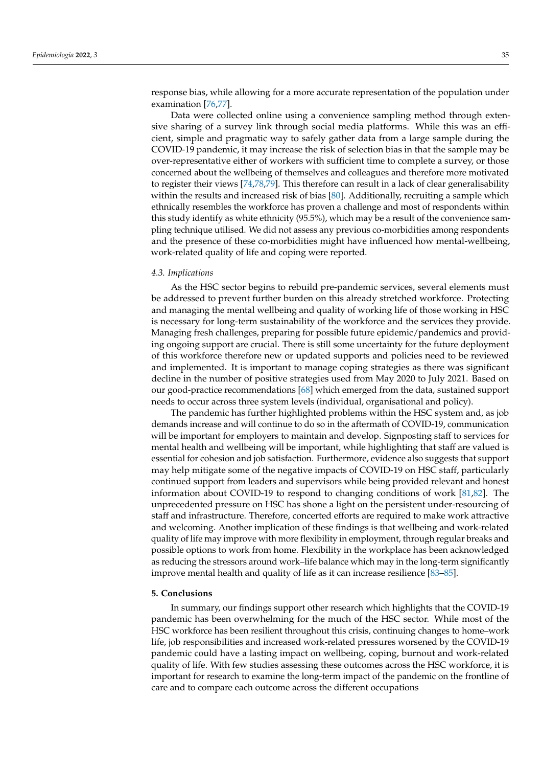response bias, while allowing for a more accurate representation of the population under examination [76,77].

Data were collected online using a convenience sampling method through extensive sharing of a survey link through social media platforms. While this was an efficient, simple and pragmatic way to safely gather data from a large sample during the COVID-19 pandemic, it may increase the risk of selection bias in that the sample may be over-representative either of workers with sufficient time to complete a survey, or those concerned about the wellbeing of themselves and colleagues and therefore more motivated to register their views [74,78,79]. This therefore can result in a lack of clear generalisability within the results and increased risk of bias [80]. Additionally, recruiting a sample which ethnically resembles the workforce has proven a challenge and most of respondents within this study identify as white ethnicity (95.5%), which may be a result of the convenience sampling technique utilised. We did not assess any previous co-morbidities among respondents and the presence of these co-morbidities might have influenced how mental-wellbeing, work-related quality of life and coping were reported.

### *4.3. Implications*

As the HSC sector begins to rebuild pre-pandemic services, several elements must be addressed to prevent further burden on this already stretched workforce. Protecting and managing the mental wellbeing and quality of working life of those working in HSC is necessary for long-term sustainability of the workforce and the services they provide. Managing fresh challenges, preparing for possible future epidemic/pandemics and providing ongoing support are crucial. There is still some uncertainty for the future deployment of this workforce therefore new or updated supports and policies need to be reviewed and implemented. It is important to manage coping strategies as there was significant decline in the number of positive strategies used from May 2020 to July 2021. Based on our good-practice recommendations [68] which emerged from the data, sustained support needs to occur across three system levels (individual, organisational and policy).

The pandemic has further highlighted problems within the HSC system and, as job demands increase and will continue to do so in the aftermath of COVID-19, communication will be important for employers to maintain and develop. Signposting staff to services for mental health and wellbeing will be important, while highlighting that staff are valued is essential for cohesion and job satisfaction. Furthermore, evidence also suggests that support may help mitigate some of the negative impacts of COVID-19 on HSC staff, particularly continued support from leaders and supervisors while being provided relevant and honest information about COVID-19 to respond to changing conditions of work [81,82]. The unprecedented pressure on HSC has shone a light on the persistent under-resourcing of staff and infrastructure. Therefore, concerted efforts are required to make work attractive and welcoming. Another implication of these findings is that wellbeing and work-related quality of life may improve with more flexibility in employment, through regular breaks and possible options to work from home. Flexibility in the workplace has been acknowledged as reducing the stressors around work–life balance which may in the long-term significantly improve mental health and quality of life as it can increase resilience [83–85].

## **5. Conclusions**

In summary, our findings support other research which highlights that the COVID-19 pandemic has been overwhelming for the much of the HSC sector. While most of the HSC workforce has been resilient throughout this crisis, continuing changes to home–work life, job responsibilities and increased work-related pressures worsened by the COVID-19 pandemic could have a lasting impact on wellbeing, coping, burnout and work-related quality of life. With few studies assessing these outcomes across the HSC workforce, it is important for research to examine the long-term impact of the pandemic on the frontline of care and to compare each outcome across the different occupations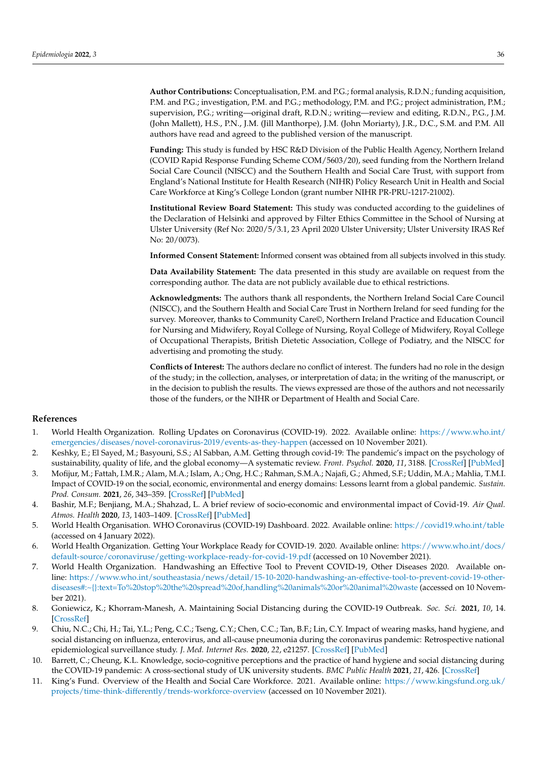**Author Contributions:** Conceptualisation, P.M. and P.G.; formal analysis, R.D.N.; funding acquisition, P.M. and P.G.; investigation, P.M. and P.G.; methodology, P.M. and P.G.; project administration, P.M.; supervision, P.G.; writing—original draft, R.D.N.; writing—review and editing, R.D.N., P.G., J.M. (John Mallett), H.S., P.N., J.M. (Jill Manthorpe), J.M. (John Moriarty), J.R., D.C., S.M. and P.M. All authors have read and agreed to the published version of the manuscript.

**Funding:** This study is funded by HSC R&D Division of the Public Health Agency, Northern Ireland (COVID Rapid Response Funding Scheme COM/5603/20), seed funding from the Northern Ireland Social Care Council (NISCC) and the Southern Health and Social Care Trust, with support from England's National Institute for Health Research (NIHR) Policy Research Unit in Health and Social Care Workforce at King's College London (grant number NIHR PR-PRU-1217-21002).

**Institutional Review Board Statement:** This study was conducted according to the guidelines of the Declaration of Helsinki and approved by Filter Ethics Committee in the School of Nursing at Ulster University (Ref No: 2020/5/3.1, 23 April 2020 Ulster University; Ulster University IRAS Ref No: 20/0073).

**Informed Consent Statement:** Informed consent was obtained from all subjects involved in this study.

**Data Availability Statement:** The data presented in this study are available on request from the corresponding author. The data are not publicly available due to ethical restrictions.

**Acknowledgments:** The authors thank all respondents, the Northern Ireland Social Care Council (NISCC), and the Southern Health and Social Care Trust in Northern Ireland for seed funding for the survey. Moreover, thanks to Community Care©, Northern Ireland Practice and Education Council for Nursing and Midwifery, Royal College of Nursing, Royal College of Midwifery, Royal College of Occupational Therapists, British Dietetic Association, College of Podiatry, and the NISCC for advertising and promoting the study.

**Conflicts of Interest:** The authors declare no conflict of interest. The funders had no role in the design of the study; in the collection, analyses, or interpretation of data; in the writing of the manuscript, or in the decision to publish the results. The views expressed are those of the authors and not necessarily those of the funders, or the NIHR or Department of Health and Social Care.

## References

1. World Health Organization. Rolling Updates on Coronavirus (COVID-19). 2022. Available online: https://www.who.int/emergencies/diseases/novel-coronavirus-2019/events-as-they-happen (accessed on 10 November 2021).
2. Keshky, E.; El Sayed, M.; Basyouni, S.S.; Al Sabban, A.M. Getting through covid-19: The pandemic's impact on the psychology of sustainability, quality of life, and the global economy—A systematic review. *Front. Psychol.* **2020**, *11*, 3188. [CrossRef] [PubMed]
3. Mofijur, M.; Fattah, I.M.R.; Alam, M.A.; Islam, A.; Ong, H.C.; Rahman, S.M.A.; Najafi, G.; Ahmed, S.F.; Uddin, M.A.; Mahlia, T.M.I. Impact of COVID-19 on the social, economic, environmental and energy domains: Lessons learnt from a global pandemic. *Sustain. Prod. Consum.* **2021**, *26*, 343–359. [CrossRef] [PubMed]
4. Bashir, M.F.; Benjiang, M.A.; Shahzad, L. A brief review of socio-economic and environmental impact of Covid-19. *Air Qual. Atmos. Health* **2020**, *13*, 1403–1409. [CrossRef] [PubMed]
5. World Health Organisation. WHO Coronavirus (COVID-19) Dashboard. 2022. Available online: https://covid19.who.int/table (accessed on 4 January 2022).
6. World Health Organization. Getting Your Workplace Ready for COVID-19. 2020. Available online: https://www.who.int/docs/default-source/coronaviruse/getting-workplace-ready-for-covid-19.pdf (accessed on 10 November 2021).
7. World Health Organization. Handwashing an Effective Tool to Prevent COVID-19, Other Diseases 2020. Available online: https://www.who.int/southeastasia/news/detail/15-10-2020-handwashing-an-effective-tool-to-prevent-covid-19-other-diseases#:~{}:text=To%20stop%20the%20spread%20of,handling%20animals%20or%20animal%20waste (accessed on 10 November 2021).
8. Goniewicz, K.; Khorram-Manesh, A. Maintaining Social Distancing during the COVID-19 Outbreak. *Soc. Sci.* **2021**, *10*, 14. [CrossRef]
9. Chiu, N.C.; Chi, H.; Tai, Y.L.; Peng, C.C.; Tseng, C.Y.; Chen, C.C.; Tan, B.F.; Lin, C.Y. Impact of wearing masks, hand hygiene, and social distancing on influenza, enterovirus, and all-cause pneumonia during the coronavirus pandemic: Retrospective national epidemiological surveillance study. *J. Med. Internet Res.* **2020**, *22*, e21257. [CrossRef] [PubMed]
10. Barrett, C.; Cheung, K.L. Knowledge, socio-cognitive perceptions and the practice of hand hygiene and social distancing during the COVID-19 pandemic: A cross-sectional study of UK university students. *BMC Public Health* **2021**, *21*, 426. [CrossRef]
11. King's Fund. Overview of the Health and Social Care Workforce. 2021. Available online: https://www.kingsfund.org.uk/projects/time-think-differently/trends-workforce-overview (accessed on 10 November 2021).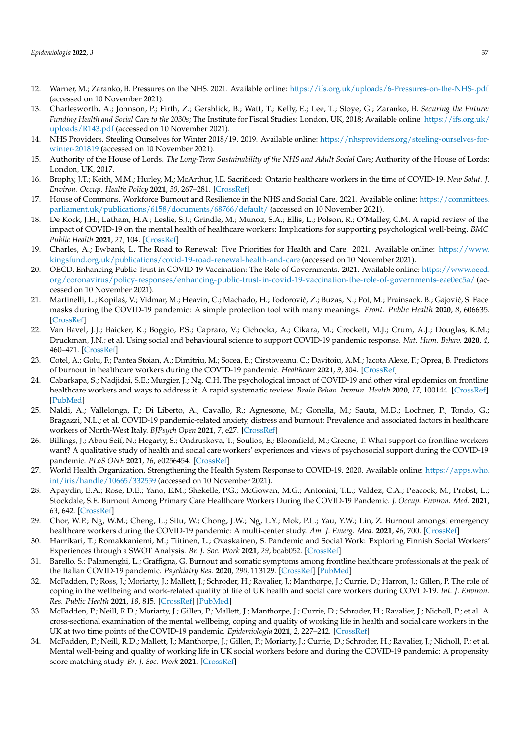12. Warner, M.; Zaranko, B. Pressures on the NHS. 2021. Available online: https://ifs.org.uk/uploads/6-Pressures-on-the-NHS-.pdf (accessed on 10 November 2021).
13. Charlesworth, A.; Johnson, P.; Firth, Z.; Gershlick, B.; Watt, T.; Kelly, E.; Lee, T.; Stoye, G.; Zaranko, B. *Securing the Future: Funding Health and Social Care to the 2030s*; The Institute for Fiscal Studies: London, UK, 2018; Available online: https://ifs.org.uk/uploads/R143.pdf (accessed on 10 November 2021).
14. NHS Providers. Steeling Ourselves for Winter 2018/19. 2019. Available online: https://nhsproviders.org/steeling-ourselves-for-winter-201819 (accessed on 10 November 2021).
15. Authority of the House of Lords. *The Long-Term Sustainability of the NHS and Adult Social Care*; Authority of the House of Lords: London, UK, 2017.
16. Brophy, J.T.; Keith, M.M.; Hurley, M.; McArthur, J.E. Sacrificed: Ontario healthcare workers in the time of COVID-19. *New Solut. J. Environ. Occup. Health Policy* **2021**, *30*, 267–281. [CrossRef]
17. House of Commons. Workforce Burnout and Resilience in the NHS and Social Care. 2021. Available online: https://committees.parliament.uk/publications/6158/documents/68766/default/ (accessed on 10 November 2021).
18. De Kock, J.H.; Latham, H.A.; Leslie, S.J.; Grindle, M.; Munoz, S.A.; Ellis, L.; Polson, R.; O'Malley, C.M. A rapid review of the impact of COVID-19 on the mental health of healthcare workers: Implications for supporting psychological well-being. *BMC Public Health* **2021**, *21*, 104. [CrossRef]
19. Charles, A.; Ewbank, L. The Road to Renewal: Five Priorities for Health and Care. 2021. Available online: https://www.kingsfund.org.uk/publications/covid-19-road-renewal-health-and-care (accessed on 10 November 2021).
20. OECD. Enhancing Public Trust in COVID-19 Vaccination: The Role of Governments. 2021. Available online: https://www.oecd.org/coronavirus/policy-responses/enhancing-public-trust-in-covid-19-vaccination-the-role-of-governments-eae0ec5a/ (accessed on 10 November 2021).
21. Martinelli, L.; Kopilaš, V.; Vidmar, M.; Heavin, C.; Machado, H.; Todorović, Z.; Buzas, N.; Pot, M.; Prainsack, B.; Gajović, S. Face masks during the COVID-19 pandemic: A simple protection tool with many meanings. *Front. Public Health* **2020**, *8*, 606635. [CrossRef]
22. Van Bavel, J.J.; Baicker, K.; Boggio, P.S.; Capraro, V.; Cichocka, A.; Cikara, M.; Crockett, M.J.; Crum, A.J.; Douglas, K.M.; Druckman, J.N.; et al. Using social and behavioural science to support COVID-19 pandemic response. *Nat. Hum. Behav.* **2020**, *4*, 460–471. [CrossRef]
23. Cotel, A.; Golu, F.; Pantea Stoian, A.; Dimitriu, M.; Socea, B.; Cirstoveanu, C.; Davitoiu, A.M.; Jacota Alexe, F.; Oprea, B. Predictors of burnout in healthcare workers during the COVID-19 pandemic. *Healthcare* **2021**, *9*, 304. [CrossRef]
24. Cabarkapa, S.; Nadjidai, S.E.; Murgier, J.; Ng, C.H. The psychological impact of COVID-19 and other viral epidemics on frontline healthcare workers and ways to address it: A rapid systematic review. *Brain Behav. Immun. Health* **2020**, *17*, 100144. [CrossRef] [PubMed]
25. Naldi, A.; Vallelonga, F.; Di Liberto, A.; Cavallo, R.; Agnesone, M.; Gonella, M.; Sauta, M.D.; Lochner, P.; Tondo, G.; Bragazzi, N.L.; et al. COVID-19 pandemic-related anxiety, distress and burnout: Prevalence and associated factors in healthcare workers of North-West Italy. *BJPsych Open* **2021**, *7*, e27. [CrossRef]
26. Billings, J.; Abou Seif, N.; Hegarty, S.; Ondruskova, T.; Soulios, E.; Bloomfield, M.; Greene, T. What support do frontline workers want? A qualitative study of health and social care workers' experiences and views of psychosocial support during the COVID-19 pandemic. *PLoS ONE* **2021**, *16*, e0256454. [CrossRef]
27. World Health Organization. Strengthening the Health System Response to COVID-19. 2020. Available online: https://apps.who.int/iris/handle/10665/332559 (accessed on 10 November 2021).
28. Apaydin, E.A.; Rose, D.E.; Yano, E.M.; Shekelle, P.G.; McGowan, M.G.; Antonini, T.L.; Valdez, C.A.; Peacock, M.; Probst, L.; Stockdale, S.E. Burnout Among Primary Care Healthcare Workers During the COVID-19 Pandemic. *J. Occup. Environ. Med.* **2021**, *63*, 642. [CrossRef]
29. Chor, W.P.; Ng, W.M.; Cheng, L.; Situ, W.; Chong, J.W.; Ng, L.Y.; Mok, P.L.; Yau, Y.W.; Lin, Z. Burnout amongst emergency healthcare workers during the COVID-19 pandemic: A multi-center study. *Am. J. Emerg. Med.* **2021**, *46*, 700. [CrossRef]
30. Harrikari, T.; Romakkaniemi, M.; Tiitinen, L.; Ovaskainen, S. Pandemic and Social Work: Exploring Finnish Social Workers' Experiences through a SWOT Analysis. *Br. J. Soc. Work* **2021**, *29*, bcab052. [CrossRef]
31. Barello, S.; Palamenghi, L.; Graffigna, G. Burnout and somatic symptoms among frontline healthcare professionals at the peak of the Italian COVID-19 pandemic. *Psychiatry Res.* **2020**, *290*, 113129. [CrossRef] [PubMed]
32. McFadden, P.; Ross, J.; Moriarty, J.; Mallett, J.; Schroder, H.; Ravalier, J.; Manthorpe, J.; Currie, D.; Harron, J.; Gillen, P. The role of coping in the wellbeing and work-related quality of life of UK health and social care workers during COVID-19. *Int. J. Environ. Res. Public Health* **2021**, *18*, 815. [CrossRef] [PubMed]
33. McFadden, P.; Neill, R.D.; Moriarty, J.; Gillen, P.; Mallett, J.; Manthorpe, J.; Currie, D.; Schroder, H.; Ravalier, J.; Nicholl, P.; et al. A cross-sectional examination of the mental wellbeing, coping and quality of working life in health and social care workers in the UK at two time points of the COVID-19 pandemic. *Epidemiologia* **2021**, *2*, 227–242. [CrossRef]
34. McFadden, P.; Neill, R.D.; Mallett, J.; Manthorpe, J.; Gillen, P.; Moriarty, J.; Currie, D.; Schroder, H.; Ravalier, J.; Nicholl, P.; et al. Mental well-being and quality of working life in UK social workers before and during the COVID-19 pandemic: A propensity score matching study. *Br. J. Soc. Work* **2021**. [CrossRef]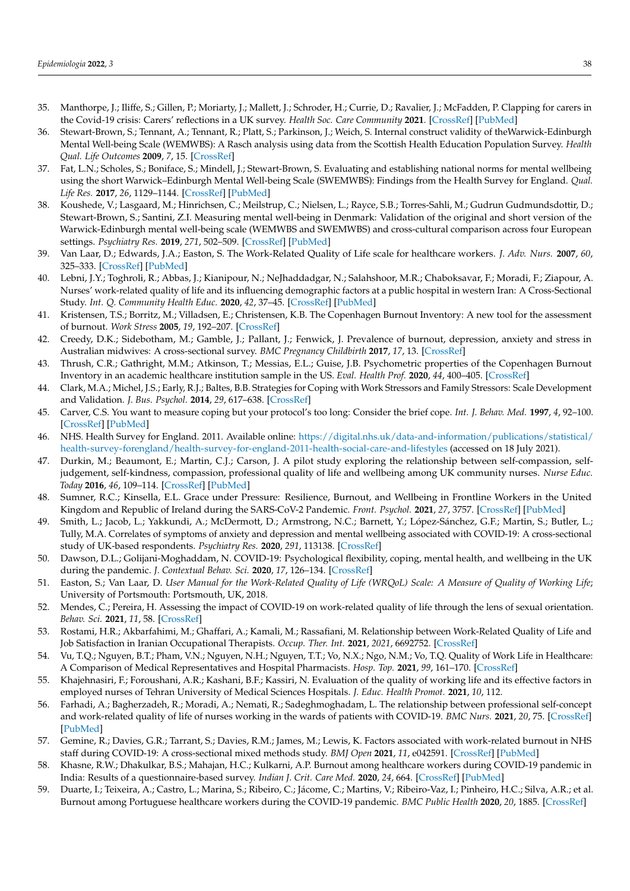35. Manthorpe, J.; Iliffe, S.; Gillen, P.; Moriarty, J.; Mallett, J.; Schroder, H.; Currie, D.; Ravalier, J.; McFadden, P. Clapping for carers in the Covid-19 crisis: Carers' reflections in a UK survey. *Health Soc. Care Community* **2021**. [CrossRef] [PubMed]
36. Stewart-Brown, S.; Tennant, A.; Tennant, R.; Platt, S.; Parkinson, J.; Weich, S. Internal construct validity of theWarwick-Edinburgh Mental Well-being Scale (WEMWBS): A Rasch analysis using data from the Scottish Health Education Population Survey. *Health Qual. Life Outcomes* **2009**, *7*, 15. [CrossRef]
37. Fat, L.N.; Scholes, S.; Boniface, S.; Mindell, J.; Stewart-Brown, S. Evaluating and establishing national norms for mental wellbeing using the short Warwick–Edinburgh Mental Well-being Scale (SWEMWBS): Findings from the Health Survey for England. *Qual. Life Res.* **2017**, *26*, 1129–1144. [CrossRef] [PubMed]
38. Koushede, V.; Lasgaard, M.; Hinrichsen, C.; Meilstrup, C.; Nielsen, L.; Rayce, S.B.; Torres-Sahli, M.; Gudrun Gudmundsdottir, D.; Stewart-Brown, S.; Santini, Z.I. Measuring mental well-being in Denmark: Validation of the original and short version of the Warwick-Edinburgh mental well-being scale (WEMWBS and SWEMWBS) and cross-cultural comparison across four European settings. *Psychiatry Res.* **2019**, *271*, 502–509. [CrossRef] [PubMed]
39. Van Laar, D.; Edwards, J.A.; Easton, S. The Work-Related Quality of Life scale for healthcare workers. *J. Adv. Nurs.* **2007**, *60*, 325–333. [CrossRef] [PubMed]
40. Lebni, J.Y.; Toghroli, R.; Abbas, J.; Kianipour, N.; NeJhaddadgar, N.; Salahshoor, M.R.; Chaboksavar, F.; Moradi, F.; Ziapour, A. Nurses' work-related quality of life and its influencing demographic factors at a public hospital in western Iran: A Cross-Sectional Study. *Int. Q. Community Health Educ.* **2020**, *42*, 37–45. [CrossRef] [PubMed]
41. Kristensen, T.S.; Borritz, M.; Villadsen, E.; Christensen, K.B. The Copenhagen Burnout Inventory: A new tool for the assessment of burnout. *Work Stress* **2005**, *19*, 192–207. [CrossRef]
42. Creedy, D.K.; Sidebotham, M.; Gamble, J.; Pallant, J.; Fenwick, J. Prevalence of burnout, depression, anxiety and stress in Australian midwives: A cross-sectional survey. *BMC Pregnancy Childbirth* **2017**, *17*, 13. [CrossRef]
43. Thrush, C.R.; Gathright, M.M.; Atkinson, T.; Messias, E.L.; Guise, J.B. Psychometric properties of the Copenhagen Burnout Inventory in an academic healthcare institution sample in the US. *Eval. Health Prof.* **2020**, *44*, 400–405. [CrossRef]
44. Clark, M.A.; Michel, J.S.; Early, R.J.; Baltes, B.B. Strategies for Coping with Work Stressors and Family Stressors: Scale Development and Validation. *J. Bus. Psychol.* **2014**, *29*, 617–638. [CrossRef]
45. Carver, C.S. You want to measure coping but your protocol's too long: Consider the brief cope. *Int. J. Behav. Med.* **1997**, *4*, 92–100. [CrossRef] [PubMed]
46. NHS. Health Survey for England. 2011. Available online: https://digital.nhs.uk/data-and-information/publications/statistical/health-survey-forengland/health-survey-for-england-2011-health-social-care-and-lifestyles (accessed on 18 July 2021).
47. Durkin, M.; Beaumont, E.; Martin, C.J.; Carson, J. A pilot study exploring the relationship between self-compassion, self-judgement, self-kindness, compassion, professional quality of life and wellbeing among UK community nurses. *Nurse Educ. Today* **2016**, *46*, 109–114. [CrossRef] [PubMed]
48. Sumner, R.C.; Kinsella, E.L. Grace under Pressure: Resilience, Burnout, and Wellbeing in Frontline Workers in the United Kingdom and Republic of Ireland during the SARS-CoV-2 Pandemic. *Front. Psychol.* **2021**, *27*, 3757. [CrossRef] [PubMed]
49. Smith, L.; Jacob, L.; Yakkundi, A.; McDermott, D.; Armstrong, N.C.; Barnett, Y.; López-Sánchez, G.F.; Martin, S.; Butler, L.; Tully, M.A. Correlates of symptoms of anxiety and depression and mental wellbeing associated with COVID-19: A cross-sectional study of UK-based respondents. *Psychiatry Res.* **2020**, *291*, 113138. [CrossRef]
50. Dawson, D.L.; Golijani-Moghaddam, N. COVID-19: Psychological flexibility, coping, mental health, and wellbeing in the UK during the pandemic. *J. Contextual Behav. Sci.* **2020**, *17*, 126–134. [CrossRef]
51. Easton, S.; Van Laar, D. *User Manual for the Work-Related Quality of Life (WRQoL) Scale: A Measure of Quality of Working Life*; University of Portsmouth: Portsmouth, UK, 2018.
52. Mendes, C.; Pereira, H. Assessing the impact of COVID-19 on work-related quality of life through the lens of sexual orientation. *Behav. Sci.* **2021**, *11*, 58. [CrossRef]
53. Rostami, H.R.; Akbarfahimi, M.; Ghaffari, A.; Kamali, M.; Rassafiani, M. Relationship between Work-Related Quality of Life and Job Satisfaction in Iranian Occupational Therapists. *Occup. Ther. Int.* **2021**, *2021*, 6692752. [CrossRef]
54. Vu, T.Q.; Nguyen, B.T.; Pham, V.N.; Nguyen, N.H.; Nguyen, T.T.; Vo, N.X.; Ngo, N.M.; Vo, T.Q. Quality of Work Life in Healthcare: A Comparison of Medical Representatives and Hospital Pharmacists. *Hosp. Top.* **2021**, *99*, 161–170. [CrossRef]
55. Khajehnasiri, F.; Foroushani, A.R.; Kashani, B.F.; Kassiri, N. Evaluation of the quality of working life and its effective factors in employed nurses of Tehran University of Medical Sciences Hospitals. *J. Educ. Health Promot.* **2021**, *10*, 112.
56. Farhadi, A.; Bagherzadeh, R.; Moradi, A.; Nemati, R.; Sadeghmoghadam, L. The relationship between professional self-concept and work-related quality of life of nurses working in the wards of patients with COVID-19. *BMC Nurs.* **2021**, *20*, 75. [CrossRef] [PubMed]
57. Gemine, R.; Davies, G.R.; Tarrant, S.; Davies, R.M.; James, M.; Lewis, K. Factors associated with work-related burnout in NHS staff during COVID-19: A cross-sectional mixed methods study. *BMJ Open* **2021**, *11*, e042591. [CrossRef] [PubMed]
58. Khasne, R.W.; Dhakulkar, B.S.; Mahajan, H.C.; Kulkarni, A.P. Burnout among healthcare workers during COVID-19 pandemic in India: Results of a questionnaire-based survey. *Indian J. Crit. Care Med.* **2020**, *24*, 664. [CrossRef] [PubMed]
59. Duarte, I.; Teixeira, A.; Castro, L.; Marina, S.; Ribeiro, C.; Jácome, C.; Martins, V.; Ribeiro-Vaz, I.; Pinheiro, H.C.; Silva, A.R.; et al. Burnout among Portuguese healthcare workers during the COVID-19 pandemic. *BMC Public Health* **2020**, *20*, 1885. [CrossRef]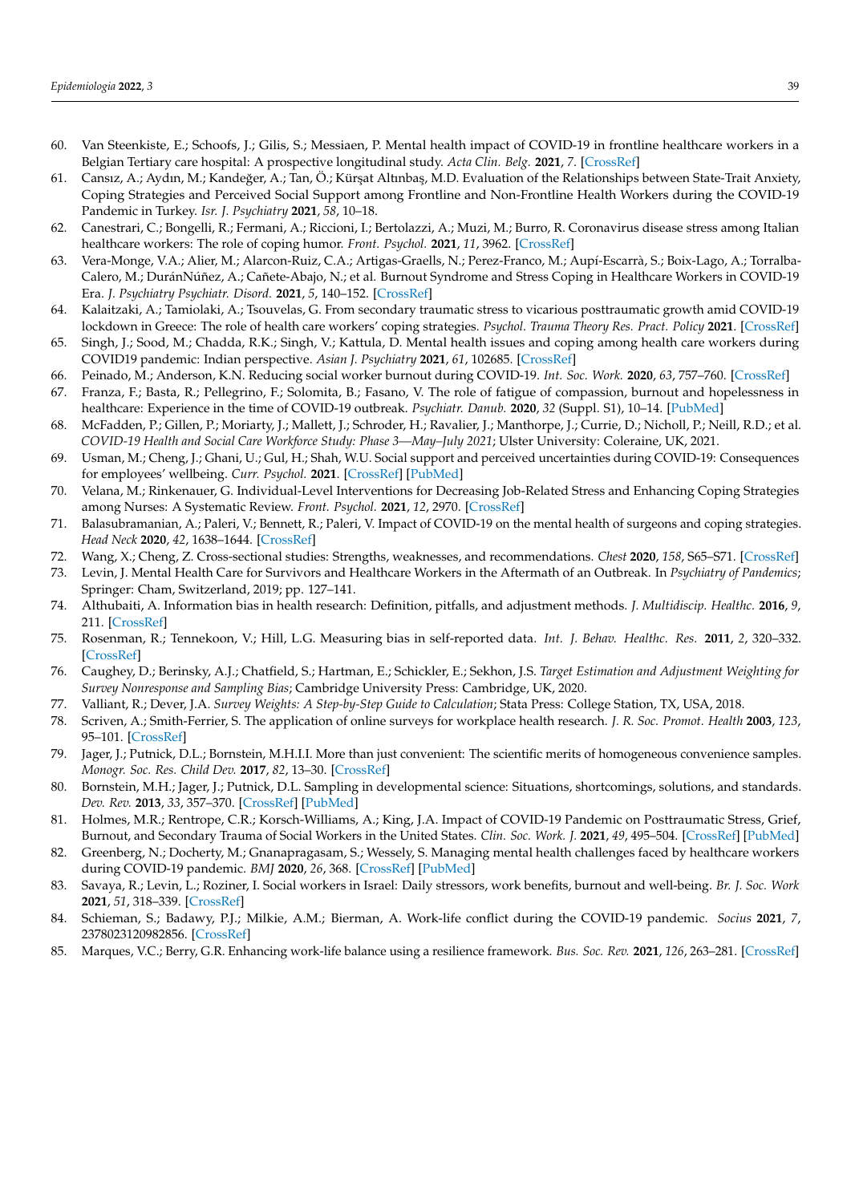60. Van Steenkiste, E.; Schoofs, J.; Gilis, S.; Messiaen, P. Mental health impact of COVID-19 in frontline healthcare workers in a Belgian Tertiary care hospital: A prospective longitudinal study. *Acta Clin. Belg.* **2021**, *7*. [CrossRef]
61. Cansız, A.; Aydın, M.; Kandeğer, A.; Tan, Ö.; Kürşat Altınbaş, M.D. Evaluation of the Relationships between State-Trait Anxiety, Coping Strategies and Perceived Social Support among Frontline and Non-Frontline Health Workers during the COVID-19 Pandemic in Turkey. *Isr. J. Psychiatry* **2021**, *58*, 10–18.
62. Canestrari, C.; Bongelli, R.; Fermani, A.; Riccioni, I.; Bertolazzi, A.; Muzi, M.; Burro, R. Coronavirus disease stress among Italian healthcare workers: The role of coping humor. *Front. Psychol.* **2021**, *11*, 3962. [CrossRef]
63. Vera-Monge, V.A.; Alier, M.; Alarcon-Ruiz, C.A.; Artigas-Graells, N.; Perez-Franco, M.; Aupí-Escarrà, S.; Boix-Lago, A.; Torralba-Calero, M.; DuránNúñez, A.; Cañete-Abajo, N.; et al. Burnout Syndrome and Stress Coping in Healthcare Workers in COVID-19 Era. *J. Psychiatry Psychiatr. Disord.* **2021**, *5*, 140–152. [CrossRef]
64. Kalaitzaki, A.; Tamiolaki, A.; Tsouvelas, G. From secondary traumatic stress to vicarious posttraumatic growth amid COVID-19 lockdown in Greece: The role of health care workers' coping strategies. *Psychol. Trauma Theory Res. Pract. Policy* **2021**. [CrossRef]
65. Singh, J.; Sood, M.; Chadda, R.K.; Singh, V.; Kattula, D. Mental health issues and coping among health care workers during COVID19 pandemic: Indian perspective. *Asian J. Psychiatry* **2021**, *61*, 102685. [CrossRef]
66. Peinado, M.; Anderson, K.N. Reducing social worker burnout during COVID-19. *Int. Soc. Work.* **2020**, *63*, 757–760. [CrossRef]
67. Franza, F.; Basta, R.; Pellegrino, F.; Solomita, B.; Fasano, V. The role of fatigue of compassion, burnout and hopelessness in healthcare: Experience in the time of COVID-19 outbreak. *Psychiatr. Danub.* **2020**, *32* (Suppl. S1), 10–14. [PubMed]
68. McFadden, P.; Gillen, P.; Moriarty, J.; Mallett, J.; Schroder, H.; Ravalier, J.; Manthorpe, J.; Currie, D.; Nicholl, P.; Neill, R.D.; et al. *COVID-19 Health and Social Care Workforce Study: Phase 3—May–July 2021*; Ulster University: Coleraine, UK, 2021.
69. Usman, M.; Cheng, J.; Ghani, U.; Gul, H.; Shah, W.U. Social support and perceived uncertainties during COVID-19: Consequences for employees' wellbeing. *Curr. Psychol.* **2021**. [CrossRef] [PubMed]
70. Velana, M.; Rinkenauer, G. Individual-Level Interventions for Decreasing Job-Related Stress and Enhancing Coping Strategies among Nurses: A Systematic Review. *Front. Psychol.* **2021**, *12*, 2970. [CrossRef]
71. Balasubramanian, A.; Paleri, V.; Bennett, R.; Paleri, V. Impact of COVID-19 on the mental health of surgeons and coping strategies. *Head Neck* **2020**, *42*, 1638–1644. [CrossRef]
72. Wang, X.; Cheng, Z. Cross-sectional studies: Strengths, weaknesses, and recommendations. *Chest* **2020**, *158*, S65–S71. [CrossRef]
73. Levin, J. Mental Health Care for Survivors and Healthcare Workers in the Aftermath of an Outbreak. In *Psychiatry of Pandemics*; Springer: Cham, Switzerland, 2019; pp. 127–141.
74. Althubaiti, A. Information bias in health research: Definition, pitfalls, and adjustment methods. *J. Multidiscip. Healthc.* **2016**, *9*, 211. [CrossRef]
75. Rosenman, R.; Tennekoon, V.; Hill, L.G. Measuring bias in self-reported data. *Int. J. Behav. Healthc. Res.* **2011**, *2*, 320–332. [CrossRef]
76. Caughey, D.; Berinsky, A.J.; Chatfield, S.; Hartman, E.; Schickler, E.; Sekhon, J.S. *Target Estimation and Adjustment Weighting for Survey Nonresponse and Sampling Bias*; Cambridge University Press: Cambridge, UK, 2020.
77. Valliant, R.; Dever, J.A. *Survey Weights: A Step-by-Step Guide to Calculation*; Stata Press: College Station, TX, USA, 2018.
78. Scriven, A.; Smith-Ferrier, S. The application of online surveys for workplace health research. *J. R. Soc. Promot. Health* **2003**, *123*, 95–101. [CrossRef]
79. Jager, J.; Putnick, D.L.; Bornstein, M.H.I.I. More than just convenient: The scientific merits of homogeneous convenience samples. *Monogr. Soc. Res. Child Dev.* **2017**, *82*, 13–30. [CrossRef]
80. Bornstein, M.H.; Jager, J.; Putnick, D.L. Sampling in developmental science: Situations, shortcomings, solutions, and standards. *Dev. Rev.* **2013**, *33*, 357–370. [CrossRef] [PubMed]
81. Holmes, M.R.; Rentrope, C.R.; Korsch-Williams, A.; King, J.A. Impact of COVID-19 Pandemic on Posttraumatic Stress, Grief, Burnout, and Secondary Trauma of Social Workers in the United States. *Clin. Soc. Work. J.* **2021**, *49*, 495–504. [CrossRef] [PubMed]
82. Greenberg, N.; Docherty, M.; Gnanapragasam, S.; Wessely, S. Managing mental health challenges faced by healthcare workers during COVID-19 pandemic. *BMJ* **2020**, *26*, 368. [CrossRef] [PubMed]
83. Savaya, R.; Levin, L.; Roziner, I. Social workers in Israel: Daily stressors, work benefits, burnout and well-being. *Br. J. Soc. Work* **2021**, *51*, 318–339. [CrossRef]
84. Schieman, S.; Badawy, P.J.; Milkie, A.M.; Bierman, A. Work-life conflict during the COVID-19 pandemic. *Socius* **2021**, *7*, 2378023120982856. [CrossRef]
85. Marques, V.C.; Berry, G.R. Enhancing work-life balance using a resilience framework. *Bus. Soc. Rev.* **2021**, *126*, 263–281. [CrossRef]